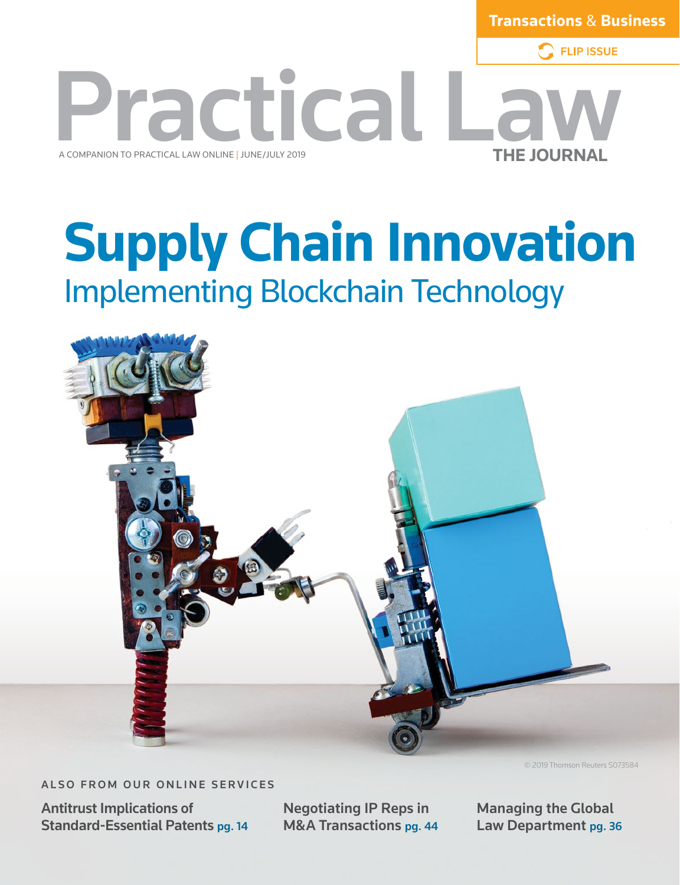**Transactions & Business**

FLIP ISSUE

# Practical Law

A COMPANION TO PRACTICAL LAW ONLINE | JUNE/JULY 2019

THE JOURNAL

# Supply Chain Innovation

## Implementing Blockchain Technology

© 2019 Thomson Reuters S073584

ALSO FROM OUR ONLINE SERVICES

**Antitrust Implications of Standard-Essential Patents** pg. 14

**Negotiating IP Reps in M&A Transactions** pg. 44

**Managing the Global Law Department** pg. 36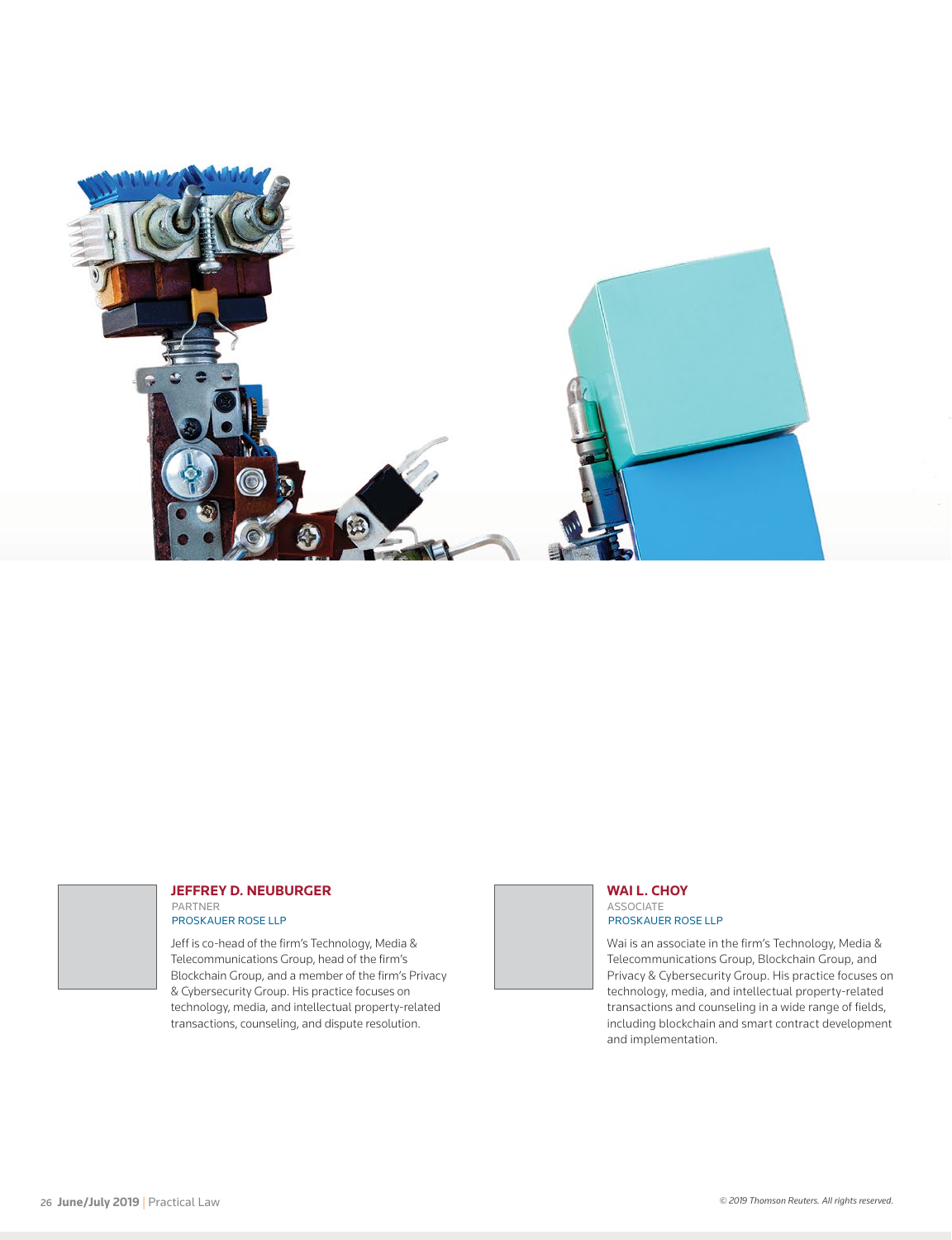**JEFFREY D. NEUBURGER**
PARTNER
PROSKAUER ROSE LLP

Jeff is co-head of the firm's Technology, Media & Telecommunications Group, head of the firm's Blockchain Group, and a member of the firm's Privacy & Cybersecurity Group. His practice focuses on technology, media, and intellectual property-related transactions, counseling, and dispute resolution.

**WAI L. CHOY**
ASSOCIATE
PROSKAUER ROSE LLP

Wai is an associate in the firm's Technology, Media & Telecommunications Group, Blockchain Group, and Privacy & Cybersecurity Group. His practice focuses on technology, media, and intellectual property-related transactions and counseling in a wide range of fields, including blockchain and smart contract development and implementation.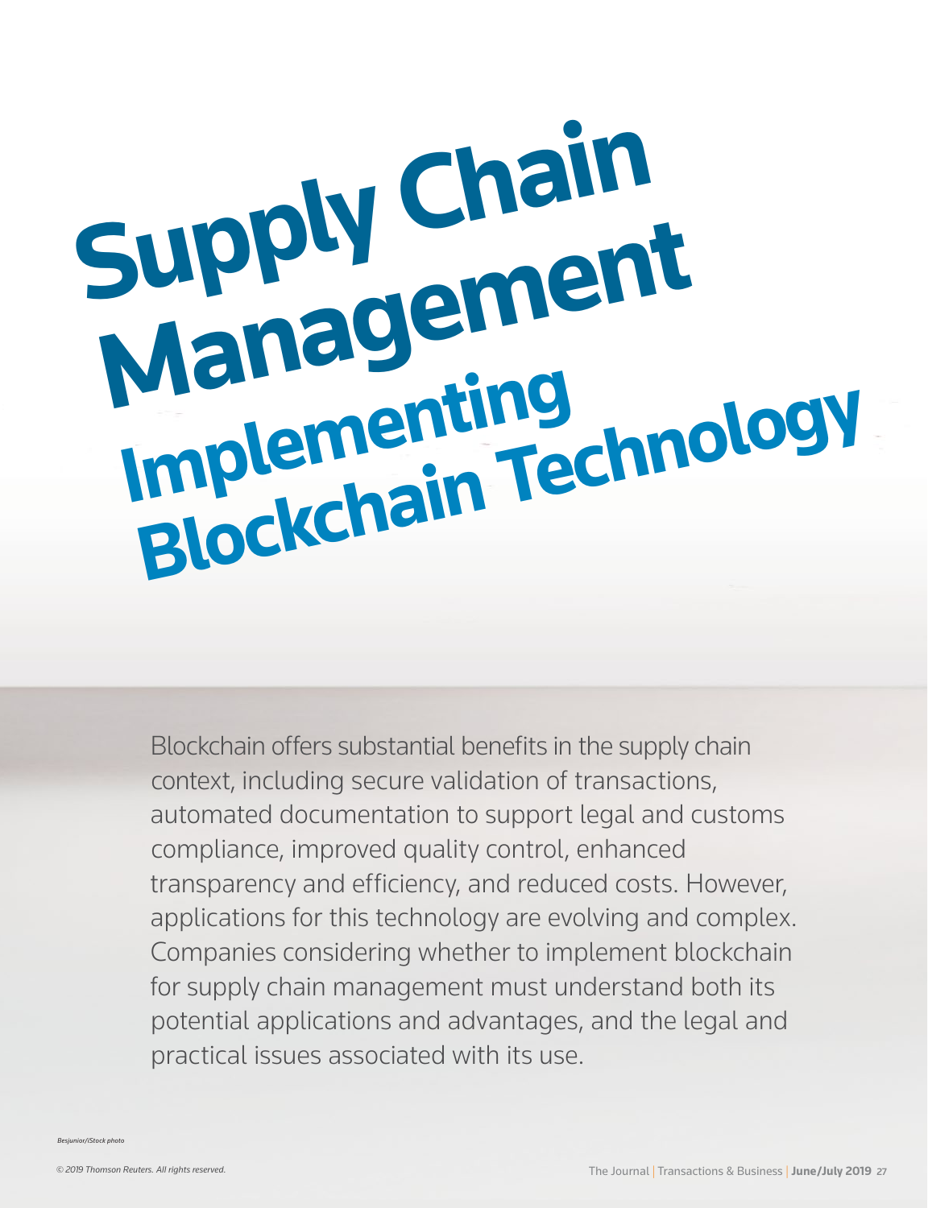# Supply Chain Management

## Implementing Blockchain Technology

Blockchain offers substantial benefits in the supply chain context, including secure validation of transactions, automated documentation to support legal and customs compliance, improved quality control, enhanced transparency and efficiency, and reduced costs. However, applications for this technology are evolving and complex. Companies considering whether to implement blockchain for supply chain management must understand both its potential applications and advantages, and the legal and practical issues associated with its use.

*Besjunior/iStock photo*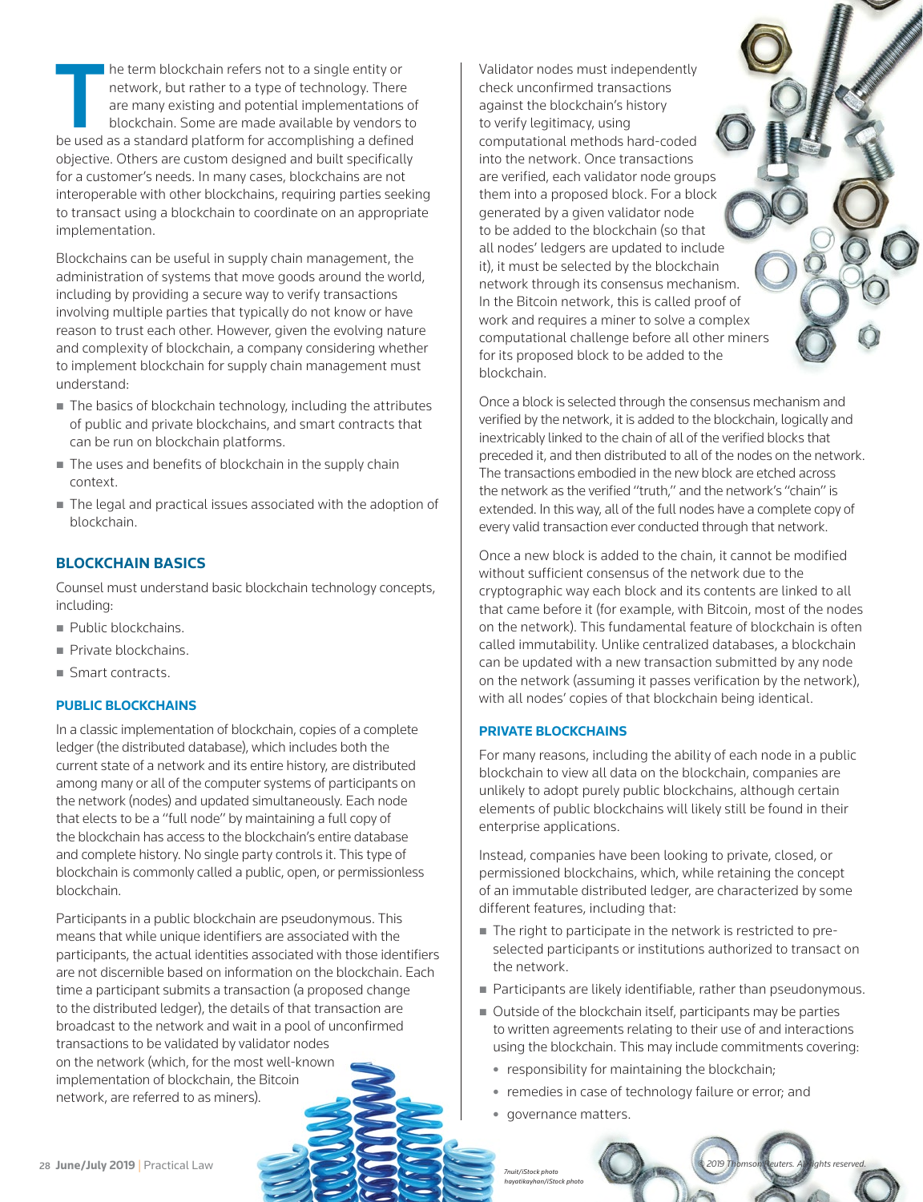The term blockchain refers not to a single entity or network, but rather to a type of technology. There are many existing and potential implementations of blockchain. Some are made available by vendors to be used as a standard platform for accomplishing a defined objective. Others are custom designed and built specifically for a customer's needs. In many cases, blockchains are not interoperable with other blockchains, requiring parties seeking to transact using a blockchain to coordinate on an appropriate implementation.

Blockchains can be useful in supply chain management, the administration of systems that move goods around the world, including by providing a secure way to verify transactions involving multiple parties that typically do not know or have reason to trust each other. However, given the evolving nature and complexity of blockchain, a company considering whether to implement blockchain for supply chain management must understand:

- The basics of blockchain technology, including the attributes of public and private blockchains, and smart contracts that can be run on blockchain platforms.
- The uses and benefits of blockchain in the supply chain context.
- The legal and practical issues associated with the adoption of blockchain.

## BLOCKCHAIN BASICS

Counsel must understand basic blockchain technology concepts, including:

- Public blockchains.
- Private blockchains.
- Smart contracts.

### PUBLIC BLOCKCHAINS

In a classic implementation of blockchain, copies of a complete ledger (the distributed database), which includes both the current state of a network and its entire history, are distributed among many or all of the computer systems of participants on the network (nodes) and updated simultaneously. Each node that elects to be a "full node" by maintaining a full copy of the blockchain has access to the blockchain's entire database and complete history. No single party controls it. This type of blockchain is commonly called a public, open, or permissionless blockchain.

Participants in a public blockchain are pseudonymous. This means that while unique identifiers are associated with the participants, the actual identities associated with those identifiers are not discernible based on information on the blockchain. Each time a participant submits a transaction (a proposed change to the distributed ledger), the details of that transaction are broadcast to the network and wait in a pool of unconfirmed transactions to be validated by validator nodes on the network (which, for the most well-known implementation of blockchain, the Bitcoin network, are referred to as miners).

Validator nodes must independently check unconfirmed transactions against the blockchain's history to verify legitimacy, using computational methods hard-coded into the network. Once transactions are verified, each validator node groups them into a proposed block. For a block generated by a given validator node to be added to the blockchain (so that all nodes' ledgers are updated to include it), it must be selected by the blockchain network through its consensus mechanism. In the Bitcoin network, this is called proof of work and requires a miner to solve a complex computational challenge before all other miners for its proposed block to be added to the blockchain.

Once a block is selected through the consensus mechanism and verified by the network, it is added to the blockchain, logically and inextricably linked to the chain of all of the verified blocks that preceded it, and then distributed to all of the nodes on the network. The transactions embodied in the new block are etched across the network as the verified "truth," and the network's "chain" is extended. In this way, all of the full nodes have a complete copy of every valid transaction ever conducted through that network.

Once a new block is added to the chain, it cannot be modified without sufficient consensus of the network due to the cryptographic way each block and its contents are linked to all that came before it (for example, with Bitcoin, most of the nodes on the network). This fundamental feature of blockchain is often called immutability. Unlike centralized databases, a blockchain can be updated with a new transaction submitted by any node on the network (assuming it passes verification by the network), with all nodes' copies of that blockchain being identical.

### PRIVATE BLOCKCHAINS

For many reasons, including the ability of each node in a public blockchain to view all data on the blockchain, companies are unlikely to adopt purely public blockchains, although certain elements of public blockchains will likely still be found in their enterprise applications.

Instead, companies have been looking to private, closed, or permissioned blockchains, which, while retaining the concept of an immutable distributed ledger, are characterized by some different features, including that:

- The right to participate in the network is restricted to pre-selected participants or institutions authorized to transact on the network.
- Participants are likely identifiable, rather than pseudonymous.
- Outside of the blockchain itself, participants may be parties to written agreements relating to their use of and interactions using the blockchain. This may include commitments covering:
  - responsibility for maintaining the blockchain;
  - remedies in case of technology failure or error; and
  - governance matters.

7nuit/iStock photo
hayatikayhan/iStock photo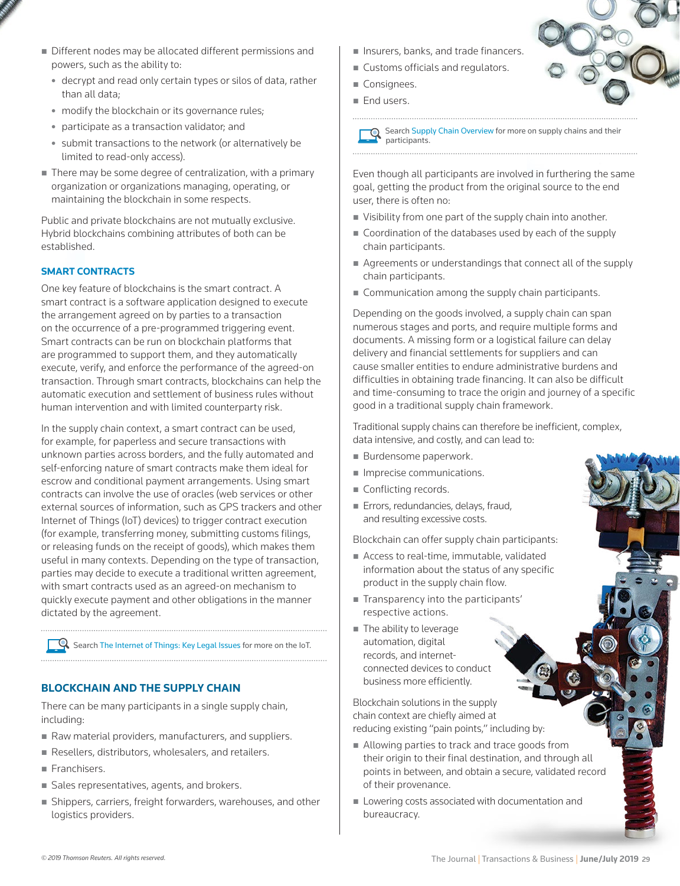- Different nodes may be allocated different permissions and powers, such as the ability to:
  - decrypt and read only certain types or silos of data, rather than all data;
  - modify the blockchain or its governance rules;
  - participate as a transaction validator; and
  - submit transactions to the network (or alternatively be limited to read-only access).
- There may be some degree of centralization, with a primary organization or organizations managing, operating, or maintaining the blockchain in some respects.

Public and private blockchains are not mutually exclusive. Hybrid blockchains combining attributes of both can be established.

### SMART CONTRACTS

One key feature of blockchains is the smart contract. A smart contract is a software application designed to execute the arrangement agreed on by parties to a transaction on the occurrence of a pre-programmed triggering event. Smart contracts can be run on blockchain platforms that are programmed to support them, and they automatically execute, verify, and enforce the performance of the agreed-on transaction. Through smart contracts, blockchains can help the automatic execution and settlement of business rules without human intervention and with limited counterparty risk.

In the supply chain context, a smart contract can be used, for example, for paperless and secure transactions with unknown parties across borders, and the fully automated and self-enforcing nature of smart contracts make them ideal for escrow and conditional payment arrangements. Using smart contracts can involve the use of oracles (web services or other external sources of information, such as GPS trackers and other Internet of Things (IoT) devices) to trigger contract execution (for example, transferring money, submitting customs filings, or releasing funds on the receipt of goods), which makes them useful in many contexts. Depending on the type of transaction, parties may decide to execute a traditional written agreement, with smart contracts used as an agreed-on mechanism to quickly execute payment and other obligations in the manner dictated by the agreement.

Search The Internet of Things: Key Legal Issues for more on the IoT.

### BLOCKCHAIN AND THE SUPPLY CHAIN

There can be many participants in a single supply chain, including:

- Raw material providers, manufacturers, and suppliers.
- Resellers, distributors, wholesalers, and retailers.
- Franchisers.
- Sales representatives, agents, and brokers.
- Shippers, carriers, freight forwarders, warehouses, and other logistics providers.
- Insurers, banks, and trade financers.
- Customs officials and regulators.
- Consignees.
- End users.

Search Supply Chain Overview for more on supply chains and their participants.

Even though all participants are involved in furthering the same goal, getting the product from the original source to the end user, there is often no:

- Visibility from one part of the supply chain into another.
- Coordination of the databases used by each of the supply chain participants.
- Agreements or understandings that connect all of the supply chain participants.
- Communication among the supply chain participants.

Depending on the goods involved, a supply chain can span numerous stages and ports, and require multiple forms and documents. A missing form or a logistical failure can delay delivery and financial settlements for suppliers and can cause smaller entities to endure administrative burdens and difficulties in obtaining trade financing. It can also be difficult and time-consuming to trace the origin and journey of a specific good in a traditional supply chain framework.

Traditional supply chains can therefore be inefficient, complex, data intensive, and costly, and can lead to:

- Burdensome paperwork.
- Imprecise communications.
- Conflicting records.
- Errors, redundancies, delays, fraud, and resulting excessive costs.

Blockchain can offer supply chain participants:

- Access to real-time, immutable, validated information about the status of any specific product in the supply chain flow.
- Transparency into the participants' respective actions.
- The ability to leverage automation, digital records, and internet-connected devices to conduct business more efficiently.

Blockchain solutions in the supply chain context are chiefly aimed at reducing existing "pain points," including by:

- Allowing parties to track and trace goods from their origin to their final destination, and through all points in between, and obtain a secure, validated record of their provenance.
- Lowering costs associated with documentation and bureaucracy.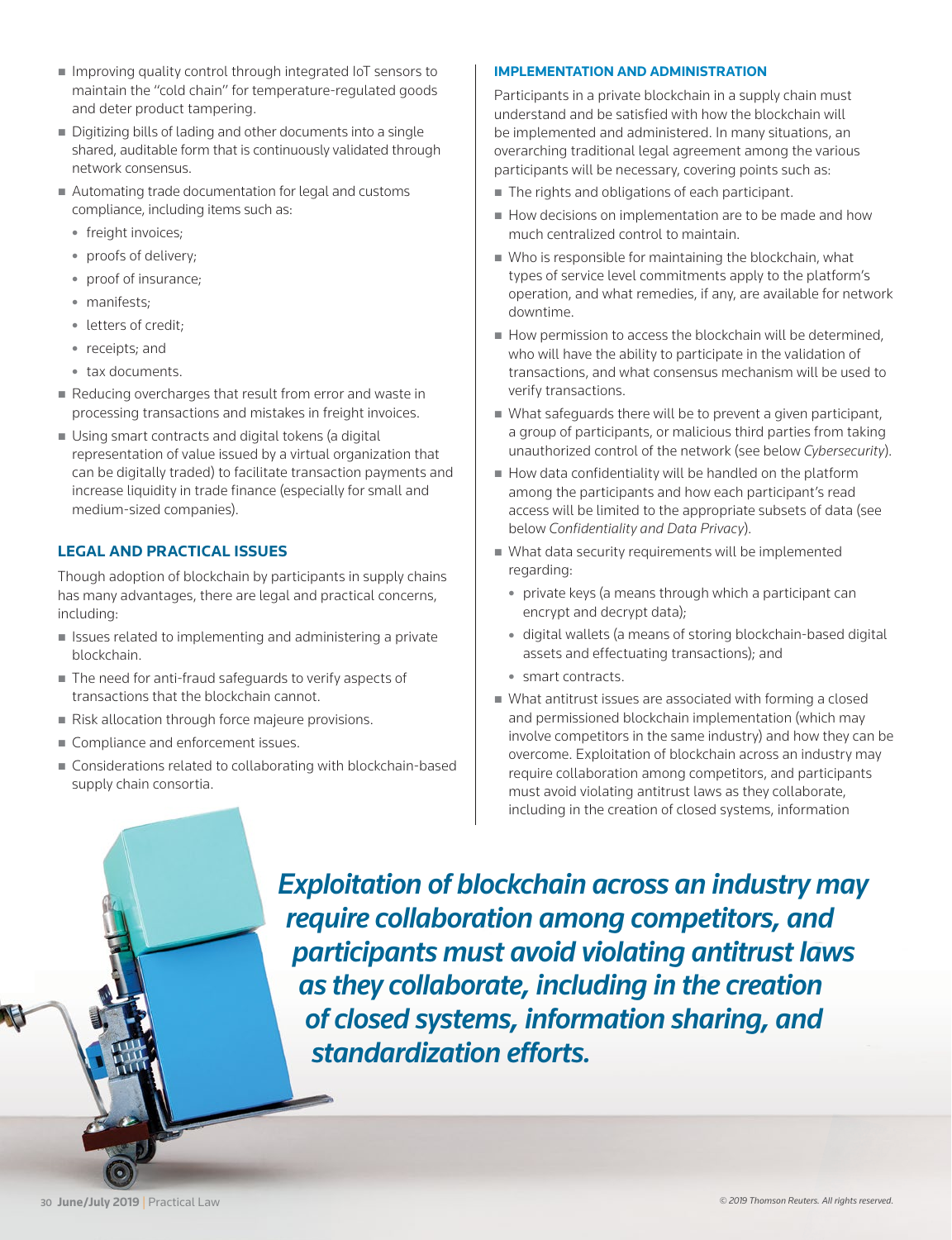- Improving quality control through integrated IoT sensors to maintain the "cold chain" for temperature-regulated goods and deter product tampering.
- Digitizing bills of lading and other documents into a single shared, auditable form that is continuously validated through network consensus.
- Automating trade documentation for legal and customs compliance, including items such as:
  - freight invoices;
  - proofs of delivery;
  - proof of insurance;
  - manifests;
  - letters of credit;
  - receipts; and
  - tax documents.
- Reducing overcharges that result from error and waste in processing transactions and mistakes in freight invoices.
- Using smart contracts and digital tokens (a digital representation of value issued by a virtual organization that can be digitally traded) to facilitate transaction payments and increase liquidity in trade finance (especially for small and medium-sized companies).

## LEGAL AND PRACTICAL ISSUES

Though adoption of blockchain by participants in supply chains has many advantages, there are legal and practical concerns, including:

- Issues related to implementing and administering a private blockchain.
- The need for anti-fraud safeguards to verify aspects of transactions that the blockchain cannot.
- Risk allocation through force majeure provisions.
- Compliance and enforcement issues.
- Considerations related to collaborating with blockchain-based supply chain consortia.

### IMPLEMENTATION AND ADMINISTRATION

Participants in a private blockchain in a supply chain must understand and be satisfied with how the blockchain will be implemented and administered. In many situations, an overarching traditional legal agreement among the various participants will be necessary, covering points such as:

- The rights and obligations of each participant.
- How decisions on implementation are to be made and how much centralized control to maintain.
- Who is responsible for maintaining the blockchain, what types of service level commitments apply to the platform's operation, and what remedies, if any, are available for network downtime.
- How permission to access the blockchain will be determined, who will have the ability to participate in the validation of transactions, and what consensus mechanism will be used to verify transactions.
- What safeguards there will be to prevent a given participant, a group of participants, or malicious third parties from taking unauthorized control of the network (see below *Cybersecurity*).
- How data confidentiality will be handled on the platform among the participants and how each participant's read access will be limited to the appropriate subsets of data (see below *Confidentiality and Data Privacy*).
- What data security requirements will be implemented regarding:
  - private keys (a means through which a participant can encrypt and decrypt data);
  - digital wallets (a means of storing blockchain-based digital assets and effectuating transactions); and
  - smart contracts.
- What antitrust issues are associated with forming a closed and permissioned blockchain implementation (which may involve competitors in the same industry) and how they can be overcome. Exploitation of blockchain across an industry may require collaboration among competitors, and participants must avoid violating antitrust laws as they collaborate, including in the creation of closed systems, information

***Exploitation of blockchain across an industry may require collaboration among competitors, and participants must avoid violating antitrust laws as they collaborate, including in the creation of closed systems, information sharing, and standardization efforts.***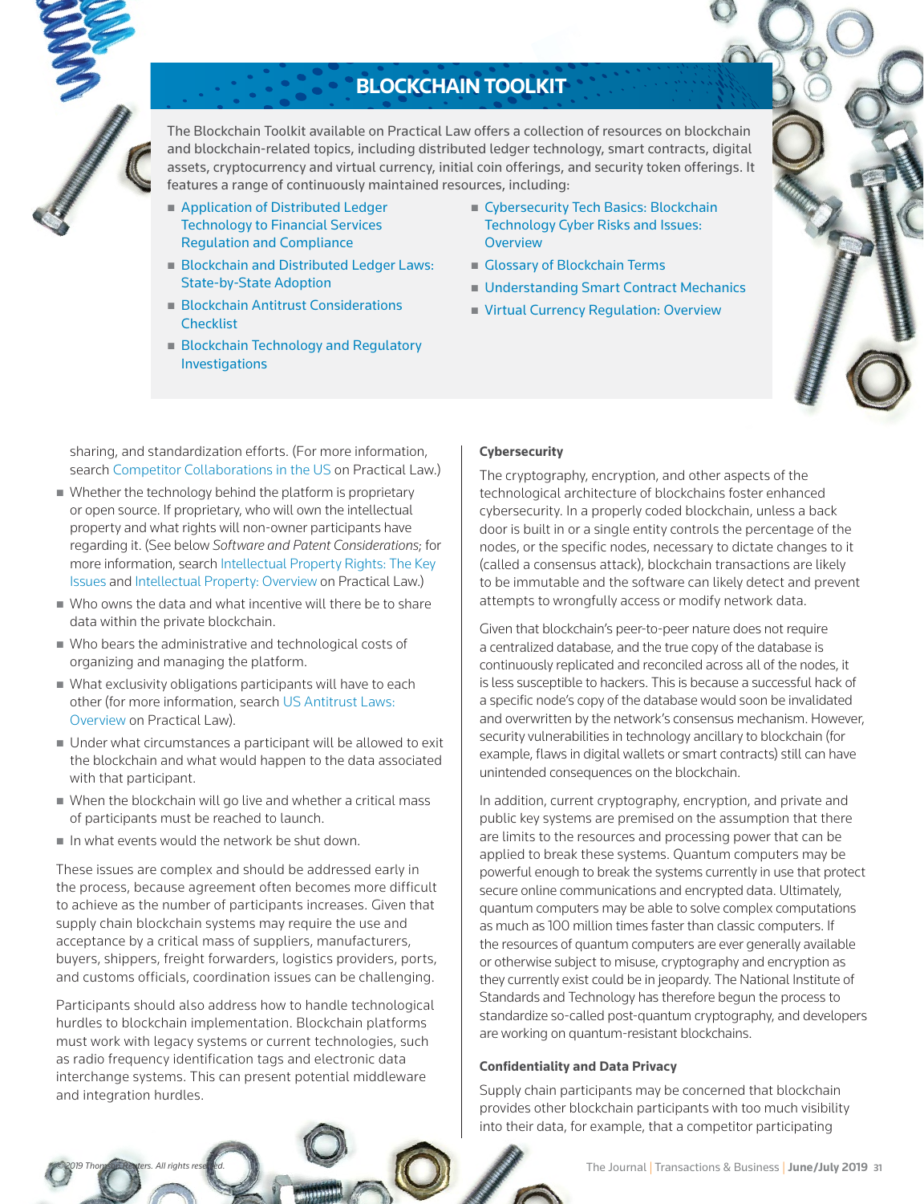## BLOCKCHAIN TOOLKIT

The Blockchain Toolkit available on Practical Law offers a collection of resources on blockchain and blockchain-related topics, including distributed ledger technology, smart contracts, digital assets, cryptocurrency and virtual currency, initial coin offerings, and security token offerings. It features a range of continuously maintained resources, including:

- Application of Distributed Ledger Technology to Financial Services Regulation and Compliance
- Blockchain and Distributed Ledger Laws: State-by-State Adoption
- Blockchain Antitrust Considerations Checklist
- Blockchain Technology and Regulatory Investigations
- Cybersecurity Tech Basics: Blockchain Technology Cyber Risks and Issues: Overview
- Glossary of Blockchain Terms
- Understanding Smart Contract Mechanics
- Virtual Currency Regulation: Overview

sharing, and standardization efforts. (For more information, search Competitor Collaborations in the US on Practical Law.)

- Whether the technology behind the platform is proprietary or open source. If proprietary, who will own the intellectual property and what rights will non-owner participants have regarding it. (See below *Software and Patent Considerations*; for more information, search Intellectual Property Rights: The Key Issues and Intellectual Property: Overview on Practical Law.)
- Who owns the data and what incentive will there be to share data within the private blockchain.
- Who bears the administrative and technological costs of organizing and managing the platform.
- What exclusivity obligations participants will have to each other (for more information, search US Antitrust Laws: Overview on Practical Law).
- Under what circumstances a participant will be allowed to exit the blockchain and what would happen to the data associated with that participant.
- When the blockchain will go live and whether a critical mass of participants must be reached to launch.
- In what events would the network be shut down.

These issues are complex and should be addressed early in the process, because agreement often becomes more difficult to achieve as the number of participants increases. Given that supply chain blockchain systems may require the use and acceptance by a critical mass of suppliers, manufacturers, buyers, shippers, freight forwarders, logistics providers, ports, and customs officials, coordination issues can be challenging.

Participants should also address how to handle technological hurdles to blockchain implementation. Blockchain platforms must work with legacy systems or current technologies, such as radio frequency identification tags and electronic data interchange systems. This can present potential middleware and integration hurdles.

### Cybersecurity

The cryptography, encryption, and other aspects of the technological architecture of blockchains foster enhanced cybersecurity. In a properly coded blockchain, unless a back door is built in or a single entity controls the percentage of the nodes, or the specific nodes, necessary to dictate changes to it (called a consensus attack), blockchain transactions are likely to be immutable and the software can likely detect and prevent attempts to wrongfully access or modify network data.

Given that blockchain's peer-to-peer nature does not require a centralized database, and the true copy of the database is continuously replicated and reconciled across all of the nodes, it is less susceptible to hackers. This is because a successful hack of a specific node's copy of the database would soon be invalidated and overwritten by the network's consensus mechanism. However, security vulnerabilities in technology ancillary to blockchain (for example, flaws in digital wallets or smart contracts) still can have unintended consequences on the blockchain.

In addition, current cryptography, encryption, and private and public key systems are premised on the assumption that there are limits to the resources and processing power that can be applied to break these systems. Quantum computers may be powerful enough to break the systems currently in use that protect secure online communications and encrypted data. Ultimately, quantum computers may be able to solve complex computations as much as 100 million times faster than classic computers. If the resources of quantum computers are ever generally available or otherwise subject to misuse, cryptography and encryption as they currently exist could be in jeopardy. The National Institute of Standards and Technology has therefore begun the process to standardize so-called post-quantum cryptography, and developers are working on quantum-resistant blockchains.

### Confidentiality and Data Privacy

Supply chain participants may be concerned that blockchain provides other blockchain participants with too much visibility into their data, for example, that a competitor participating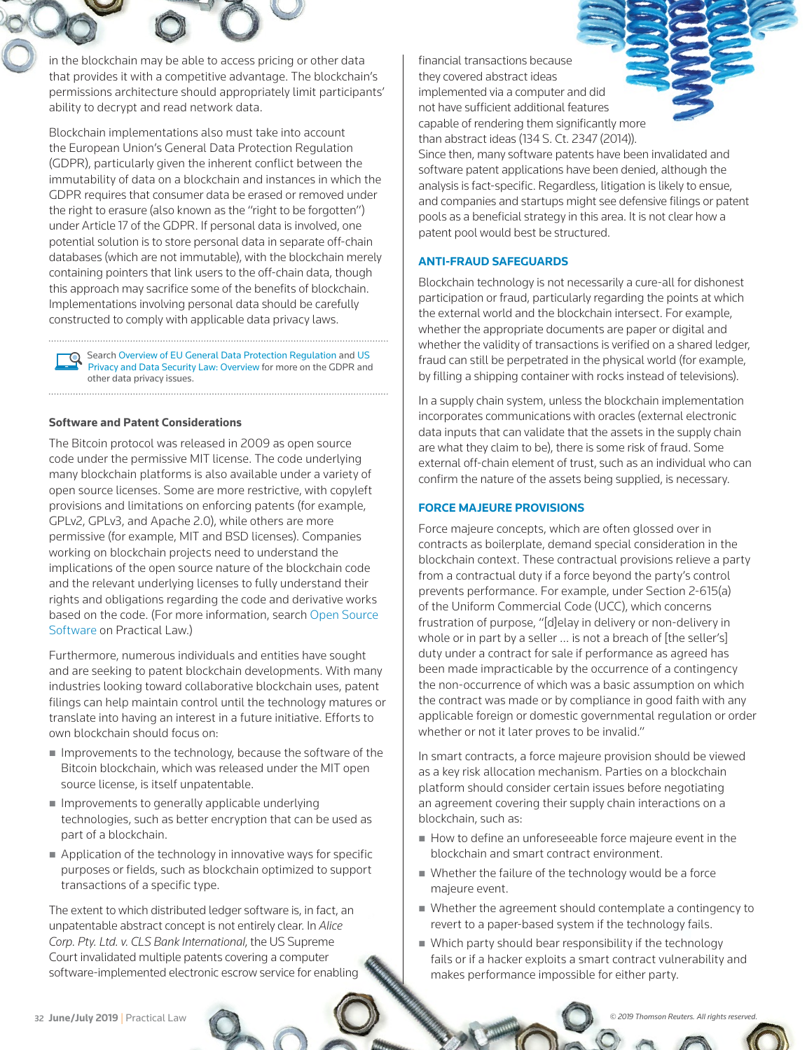in the blockchain may be able to access pricing or other data that provides it with a competitive advantage. The blockchain's permissions architecture should appropriately limit participants' ability to decrypt and read network data.

Blockchain implementations also must take into account the European Union's General Data Protection Regulation (GDPR), particularly given the inherent conflict between the immutability of data on a blockchain and instances in which the GDPR requires that consumer data be erased or removed under the right to erasure (also known as the "right to be forgotten") under Article 17 of the GDPR. If personal data is involved, one potential solution is to store personal data in separate off-chain databases (which are not immutable), with the blockchain merely containing pointers that link users to the off-chain data, though this approach may sacrifice some of the benefits of blockchain. Implementations involving personal data should be carefully constructed to comply with applicable data privacy laws.

Search Overview of EU General Data Protection Regulation and US Privacy and Data Security Law: Overview for more on the GDPR and other data privacy issues.

### Software and Patent Considerations

The Bitcoin protocol was released in 2009 as open source code under the permissive MIT license. The code underlying many blockchain platforms is also available under a variety of open source licenses. Some are more restrictive, with copyleft provisions and limitations on enforcing patents (for example, GPLv2, GPLv3, and Apache 2.0), while others are more permissive (for example, MIT and BSD licenses). Companies working on blockchain projects need to understand the implications of the open source nature of the blockchain code and the relevant underlying licenses to fully understand their rights and obligations regarding the code and derivative works based on the code. (For more information, search Open Source Software on Practical Law.)

Furthermore, numerous individuals and entities have sought and are seeking to patent blockchain developments. With many industries looking toward collaborative blockchain uses, patent filings can help maintain control until the technology matures or translate into having an interest in a future initiative. Efforts to own blockchain should focus on:

- Improvements to the technology, because the software of the Bitcoin blockchain, which was released under the MIT open source license, is itself unpatentable.
- Improvements to generally applicable underlying technologies, such as better encryption that can be used as part of a blockchain.
- Application of the technology in innovative ways for specific purposes or fields, such as blockchain optimized to support transactions of a specific type.

The extent to which distributed ledger software is, in fact, an unpatentable abstract concept is not entirely clear. In *Alice Corp. Pty. Ltd. v. CLS Bank International*, the US Supreme Court invalidated multiple patents covering a computer software-implemented electronic escrow service for enabling financial transactions because they covered abstract ideas implemented via a computer and did not have sufficient additional features capable of rendering them significantly more than abstract ideas (134 S. Ct. 2347 (2014)). Since then, many software patents have been invalidated and software patent applications have been denied, although the analysis is fact-specific. Regardless, litigation is likely to ensue, and companies and startups might see defensive filings or patent pools as a beneficial strategy in this area. It is not clear how a patent pool would best be structured.

### ANTI-FRAUD SAFEGUARDS

Blockchain technology is not necessarily a cure-all for dishonest participation or fraud, particularly regarding the points at which the external world and the blockchain intersect. For example, whether the appropriate documents are paper or digital and whether the validity of transactions is verified on a shared ledger, fraud can still be perpetrated in the physical world (for example, by filling a shipping container with rocks instead of televisions).

In a supply chain system, unless the blockchain implementation incorporates communications with oracles (external electronic data inputs that can validate that the assets in the supply chain are what they claim to be), there is some risk of fraud. Some external off-chain element of trust, such as an individual who can confirm the nature of the assets being supplied, is necessary.

### FORCE MAJEURE PROVISIONS

Force majeure concepts, which are often glossed over in contracts as boilerplate, demand special consideration in the blockchain context. These contractual provisions relieve a party from a contractual duty if a force beyond the party's control prevents performance. For example, under Section 2-615(a) of the Uniform Commercial Code (UCC), which concerns frustration of purpose, "[d]elay in delivery or non-delivery in whole or in part by a seller ... is not a breach of [the seller's] duty under a contract for sale if performance as agreed has been made impracticable by the occurrence of a contingency the non-occurrence of which was a basic assumption on which the contract was made or by compliance in good faith with any applicable foreign or domestic governmental regulation or order whether or not it later proves to be invalid."

In smart contracts, a force majeure provision should be viewed as a key risk allocation mechanism. Parties on a blockchain platform should consider certain issues before negotiating an agreement covering their supply chain interactions on a blockchain, such as:

- How to define an unforeseeable force majeure event in the blockchain and smart contract environment.
- Whether the failure of the technology would be a force majeure event.
- Whether the agreement should contemplate a contingency to revert to a paper-based system if the technology fails.
- Which party should bear responsibility if the technology fails or if a hacker exploits a smart contract vulnerability and makes performance impossible for either party.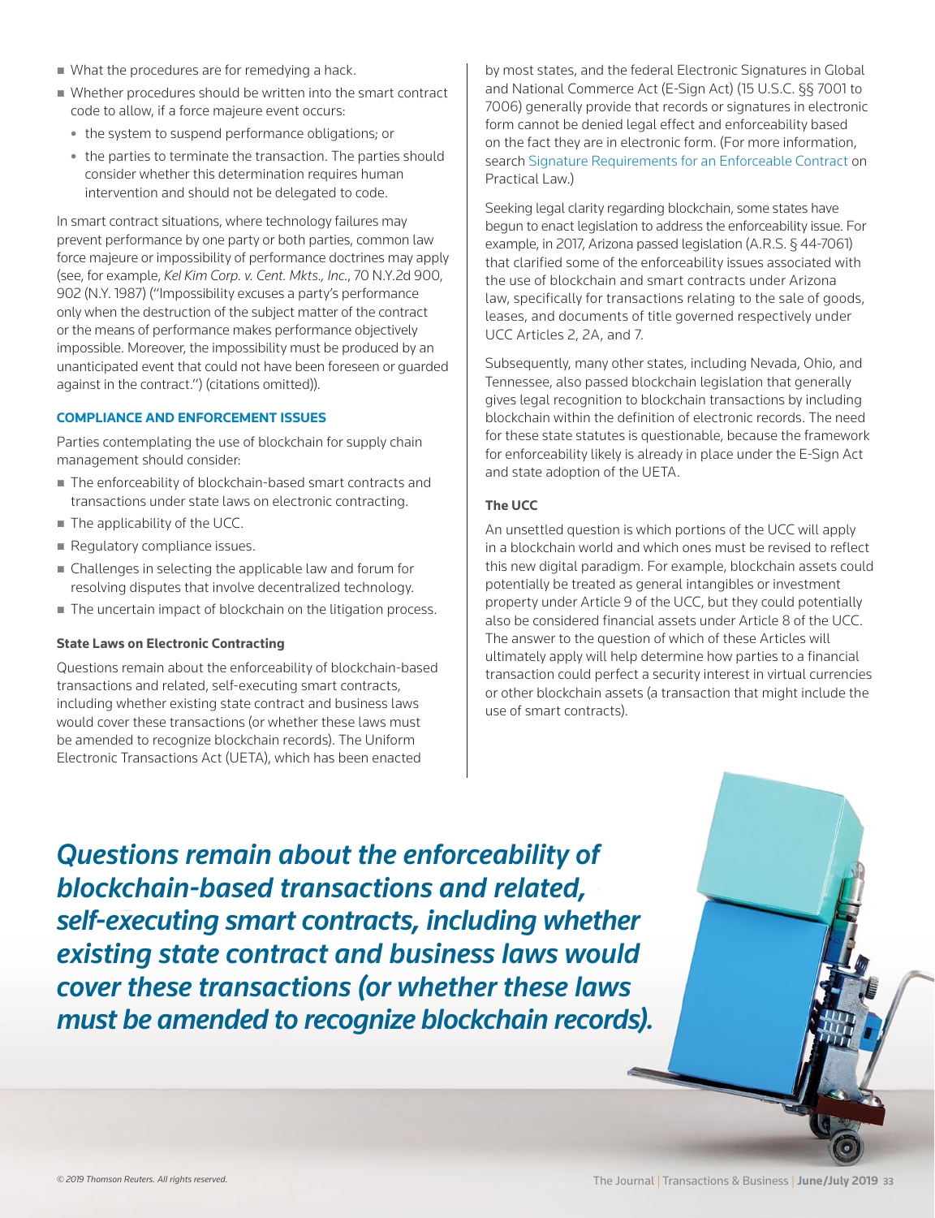- What the procedures are for remedying a hack.
- Whether procedures should be written into the smart contract code to allow, if a force majeure event occurs:
  - the system to suspend performance obligations; or
  - the parties to terminate the transaction. The parties should consider whether this determination requires human intervention and should not be delegated to code.

In smart contract situations, where technology failures may prevent performance by one party or both parties, common law force majeure or impossibility of performance doctrines may apply (see, for example, *Kel Kim Corp. v. Cent. Mkts., Inc.*, 70 N.Y.2d 900, 902 (N.Y. 1987) ("Impossibility excuses a party's performance only when the destruction of the subject matter of the contract or the means of performance makes performance objectively impossible. Moreover, the impossibility must be produced by an unanticipated event that could not have been foreseen or guarded against in the contract.") (citations omitted)).

### COMPLIANCE AND ENFORCEMENT ISSUES

Parties contemplating the use of blockchain for supply chain management should consider:

- The enforceability of blockchain-based smart contracts and transactions under state laws on electronic contracting.
- The applicability of the UCC.
- Regulatory compliance issues.
- Challenges in selecting the applicable law and forum for resolving disputes that involve decentralized technology.
- The uncertain impact of blockchain on the litigation process.

#### State Laws on Electronic Contracting

Questions remain about the enforceability of blockchain-based transactions and related, self-executing smart contracts, including whether existing state contract and business laws would cover these transactions (or whether these laws must be amended to recognize blockchain records). The Uniform Electronic Transactions Act (UETA), which has been enacted by most states, and the federal Electronic Signatures in Global and National Commerce Act (E-Sign Act) (15 U.S.C. §§ 7001 to 7006) generally provide that records or signatures in electronic form cannot be denied legal effect and enforceability based on the fact they are in electronic form. (For more information, search Signature Requirements for an Enforceable Contract on Practical Law.)

Seeking legal clarity regarding blockchain, some states have begun to enact legislation to address the enforceability issue. For example, in 2017, Arizona passed legislation (A.R.S. § 44-7061) that clarified some of the enforceability issues associated with the use of blockchain and smart contracts under Arizona law, specifically for transactions relating to the sale of goods, leases, and documents of title governed respectively under UCC Articles 2, 2A, and 7.

Subsequently, many other states, including Nevada, Ohio, and Tennessee, also passed blockchain legislation that generally gives legal recognition to blockchain transactions by including blockchain within the definition of electronic records. The need for these state statutes is questionable, because the framework for enforceability likely is already in place under the E-Sign Act and state adoption of the UETA.

#### The UCC

An unsettled question is which portions of the UCC will apply in a blockchain world and which ones must be revised to reflect this new digital paradigm. For example, blockchain assets could potentially be treated as general intangibles or investment property under Article 9 of the UCC, but they could potentially also be considered financial assets under Article 8 of the UCC. The answer to the question of which of these Articles will ultimately apply will help determine how parties to a financial transaction could perfect a security interest in virtual currencies or other blockchain assets (a transaction that might include the use of smart contracts).

***Questions remain about the enforceability of blockchain-based transactions and related, self-executing smart contracts, including whether existing state contract and business laws would cover these transactions (or whether these laws must be amended to recognize blockchain records).***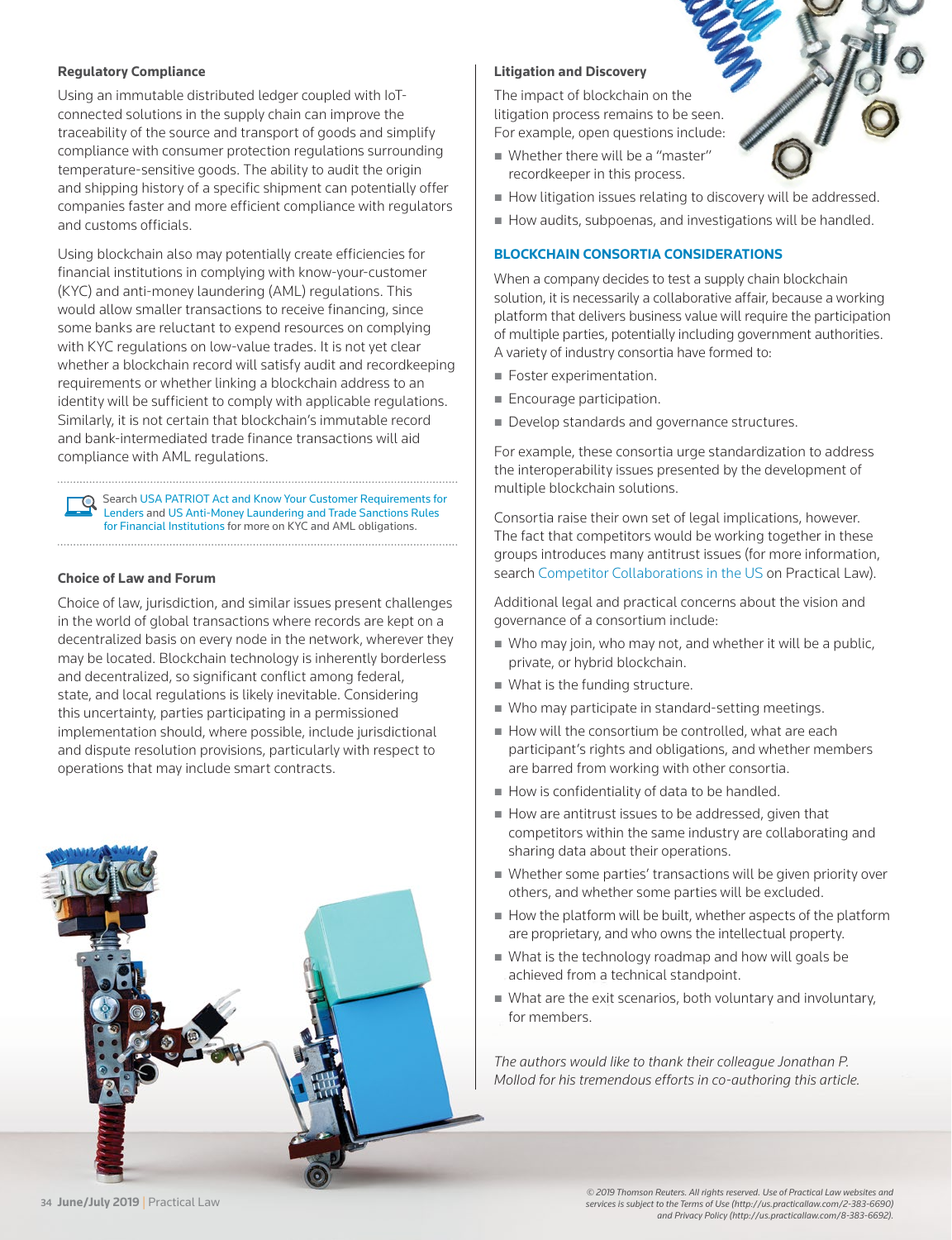### Regulatory Compliance

Using an immutable distributed ledger coupled with IoT-connected solutions in the supply chain can improve the traceability of the source and transport of goods and simplify compliance with consumer protection regulations surrounding temperature-sensitive goods. The ability to audit the origin and shipping history of a specific shipment can potentially offer companies faster and more efficient compliance with regulators and customs officials.

Using blockchain also may potentially create efficiencies for financial institutions in complying with know-your-customer (KYC) and anti-money laundering (AML) regulations. This would allow smaller transactions to receive financing, since some banks are reluctant to expend resources on complying with KYC regulations on low-value trades. It is not yet clear whether a blockchain record will satisfy audit and recordkeeping requirements or whether linking a blockchain address to an identity will be sufficient to comply with applicable regulations. Similarly, it is not certain that blockchain's immutable record and bank-intermediated trade finance transactions will aid compliance with AML regulations.

Search USA PATRIOT Act and Know Your Customer Requirements for Lenders and US Anti-Money Laundering and Trade Sanctions Rules for Financial Institutions for more on KYC and AML obligations.

### Choice of Law and Forum

Choice of law, jurisdiction, and similar issues present challenges in the world of global transactions where records are kept on a decentralized basis on every node in the network, wherever they may be located. Blockchain technology is inherently borderless and decentralized, so significant conflict among federal, state, and local regulations is likely inevitable. Considering this uncertainty, parties participating in a permissioned implementation should, where possible, include jurisdictional and dispute resolution provisions, particularly with respect to operations that may include smart contracts.

### Litigation and Discovery

The impact of blockchain on the litigation process remains to be seen. For example, open questions include:

- Whether there will be a "master" recordkeeper in this process.
- How litigation issues relating to discovery will be addressed.
- How audits, subpoenas, and investigations will be handled.

## BLOCKCHAIN CONSORTIA CONSIDERATIONS

When a company decides to test a supply chain blockchain solution, it is necessarily a collaborative affair, because a working platform that delivers business value will require the participation of multiple parties, potentially including government authorities. A variety of industry consortia have formed to:

- Foster experimentation.
- Encourage participation.
- Develop standards and governance structures.

For example, these consortia urge standardization to address the interoperability issues presented by the development of multiple blockchain solutions.

Consortia raise their own set of legal implications, however. The fact that competitors would be working together in these groups introduces many antitrust issues (for more information, search Competitor Collaborations in the US on Practical Law).

Additional legal and practical concerns about the vision and governance of a consortium include:

- Who may join, who may not, and whether it will be a public, private, or hybrid blockchain.
- What is the funding structure.
- Who may participate in standard-setting meetings.
- How will the consortium be controlled, what are each participant's rights and obligations, and whether members are barred from working with other consortia.
- How is confidentiality of data to be handled.
- How are antitrust issues to be addressed, given that competitors within the same industry are collaborating and sharing data about their operations.
- Whether some parties' transactions will be given priority over others, and whether some parties will be excluded.
- How the platform will be built, whether aspects of the platform are proprietary, and who owns the intellectual property.
- What is the technology roadmap and how will goals be achieved from a technical standpoint.
- What are the exit scenarios, both voluntary and involuntary, for members.

*The authors would like to thank their colleague Jonathan P. Mollod for his tremendous efforts in co-authoring this article.*

*© 2019 Thomson Reuters. All rights reserved. Use of Practical Law websites and services is subject to the Terms of Use (http://us.practicallaw.com/2-383-6690) and Privacy Policy (http://us.practicallaw.com/8-383-6692).*